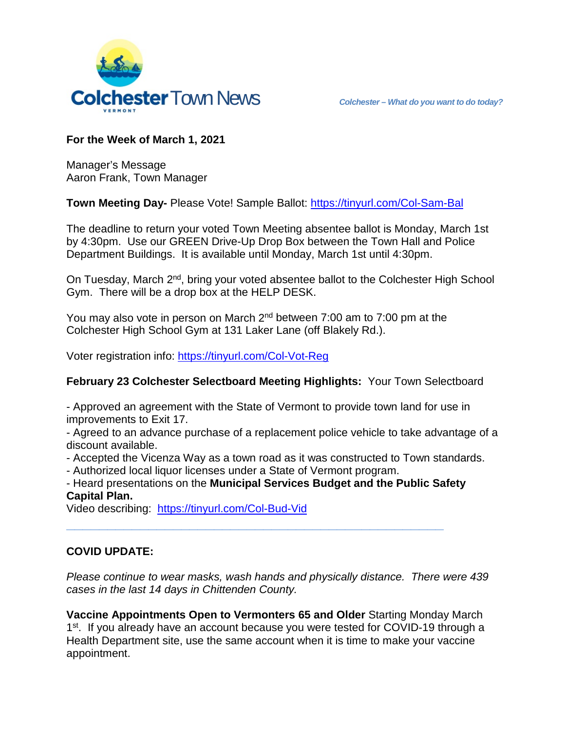# Colchester Town News

VERMONT

*Colchester – What do you want to do today?*

**For the Week of March 1, 2021**

Manager's Message
Aaron Frank, Town Manager

**Town Meeting Day-** Please Vote! Sample Ballot: https://tinyurl.com/Col-Sam-Bal

The deadline to return your voted Town Meeting absentee ballot is Monday, March 1st by 4:30pm. Use our GREEN Drive-Up Drop Box between the Town Hall and Police Department Buildings. It is available until Monday, March 1st until 4:30pm.

On Tuesday, March 2nd, bring your voted absentee ballot to the Colchester High School Gym. There will be a drop box at the HELP DESK.

You may also vote in person on March 2nd between 7:00 am to 7:00 pm at the Colchester High School Gym at 131 Laker Lane (off Blakely Rd.).

Voter registration info: https://tinyurl.com/Col-Vot-Reg

**February 23 Colchester Selectboard Meeting Highlights:** Your Town Selectboard

- Approved an agreement with the State of Vermont to provide town land for use in improvements to Exit 17.
- Agreed to an advance purchase of a replacement police vehicle to take advantage of a discount available.
- Accepted the Vicenza Way as a town road as it was constructed to Town standards.
- Authorized local liquor licenses under a State of Vermont program.
- Heard presentations on the **Municipal Services Budget and the Public Safety Capital Plan.**

Video describing: https://tinyurl.com/Col-Bud-Vid

---

**COVID UPDATE:**

*Please continue to wear masks, wash hands and physically distance. There were 439 cases in the last 14 days in Chittenden County.*

**Vaccine Appointments Open to Vermonters 65 and Older** Starting Monday March 1st. If you already have an account because you were tested for COVID-19 through a Health Department site, use the same account when it is time to make your vaccine appointment.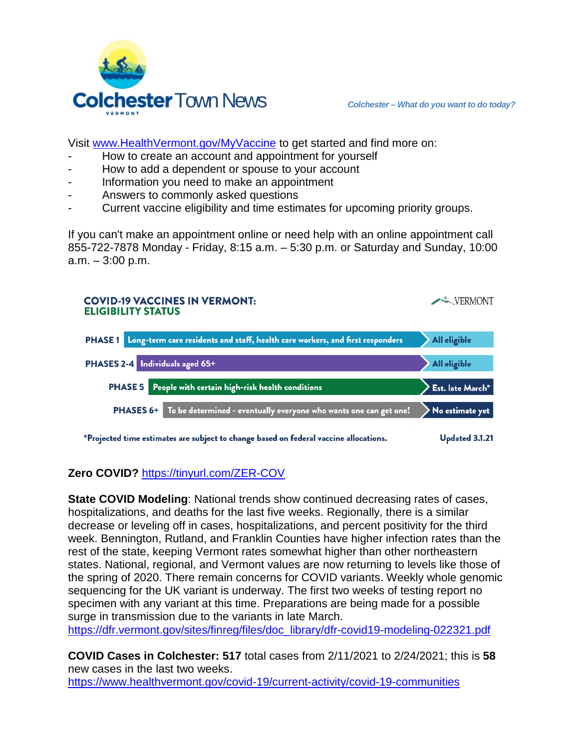Visit www.HealthVermont.gov/MyVaccine to get started and find more on:

- How to create an account and appointment for yourself
- How to add a dependent or spouse to your account
- Information you need to make an appointment
- Answers to commonly asked questions
- Current vaccine eligibility and time estimates for upcoming priority groups.

If you can't make an appointment online or need help with an online appointment call 855-722-7878 Monday - Friday, 8:15 a.m. – 5:30 p.m. or Saturday and Sunday, 10:00 a.m. – 3:00 p.m.

**COVID-19 VACCINES IN VERMONT: ELIGIBILITY STATUS**

| Phase | Group | Status |
|---|---|---|
| PHASE 1 | Long-term care residents and staff, health care workers, and first responders | All eligible |
| PHASES 2-4 | Individuals aged 65+ | All eligible |
| PHASE 5 | People with certain high-risk health conditions | Est. late March* |
| PHASES 6+ | To be determined - eventually everyone who wants one can get one! | No estimate yet |

*Projected time estimates are subject to change based on federal vaccine allocations. Updated 3.1.21

**Zero COVID?** https://tinyurl.com/ZER-COV

**State COVID Modeling**: National trends show continued decreasing rates of cases, hospitalizations, and deaths for the last five weeks. Regionally, there is a similar decrease or leveling off in cases, hospitalizations, and percent positivity for the third week. Bennington, Rutland, and Franklin Counties have higher infection rates than the rest of the state, keeping Vermont rates somewhat higher than other northeastern states. National, regional, and Vermont values are now returning to levels like those of the spring of 2020. There remain concerns for COVID variants. Weekly whole genomic sequencing for the UK variant is underway. The first two weeks of testing report no specimen with any variant at this time. Preparations are being made for a possible surge in transmission due to the variants in late March.
https://dfr.vermont.gov/sites/finreg/files/doc_library/dfr-covid19-modeling-022321.pdf

**COVID Cases in Colchester: 517** total cases from 2/11/2021 to 2/24/2021; this is **58** new cases in the last two weeks.
https://www.healthvermont.gov/covid-19/current-activity/covid-19-communities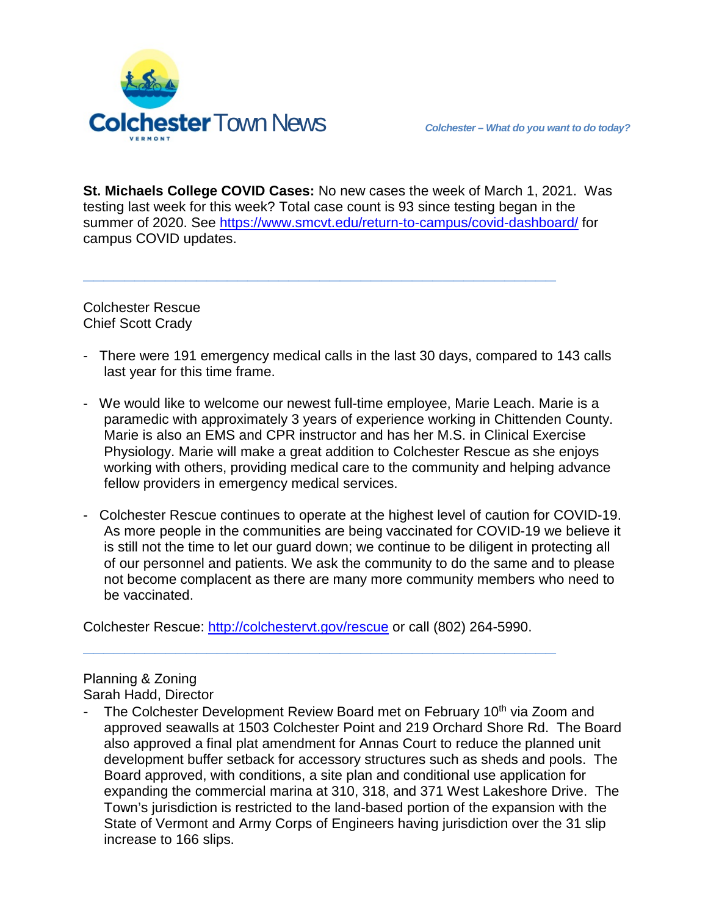**St. Michaels College COVID Cases:** No new cases the week of March 1, 2021. Was testing last week for this week? Total case count is 93 since testing began in the summer of 2020. See https://www.smcvt.edu/return-to-campus/covid-dashboard/ for campus COVID updates.

---

Colchester Rescue
Chief Scott Crady

- There were 191 emergency medical calls in the last 30 days, compared to 143 calls last year for this time frame.

- We would like to welcome our newest full-time employee, Marie Leach. Marie is a paramedic with approximately 3 years of experience working in Chittenden County. Marie is also an EMS and CPR instructor and has her M.S. in Clinical Exercise Physiology. Marie will make a great addition to Colchester Rescue as she enjoys working with others, providing medical care to the community and helping advance fellow providers in emergency medical services.

- Colchester Rescue continues to operate at the highest level of caution for COVID-19. As more people in the communities are being vaccinated for COVID-19 we believe it is still not the time to let our guard down; we continue to be diligent in protecting all of our personnel and patients. We ask the community to do the same and to please not become complacent as there are many more community members who need to be vaccinated.

Colchester Rescue: http://colchestervt.gov/rescue or call (802) 264-5990.

---

Planning & Zoning
Sarah Hadd, Director

- The Colchester Development Review Board met on February 10th via Zoom and approved seawalls at 1503 Colchester Point and 219 Orchard Shore Rd. The Board also approved a final plat amendment for Annas Court to reduce the planned unit development buffer setback for accessory structures such as sheds and pools. The Board approved, with conditions, a site plan and conditional use application for expanding the commercial marina at 310, 318, and 371 West Lakeshore Drive. The Town's jurisdiction is restricted to the land-based portion of the expansion with the State of Vermont and Army Corps of Engineers having jurisdiction over the 31 slip increase to 166 slips.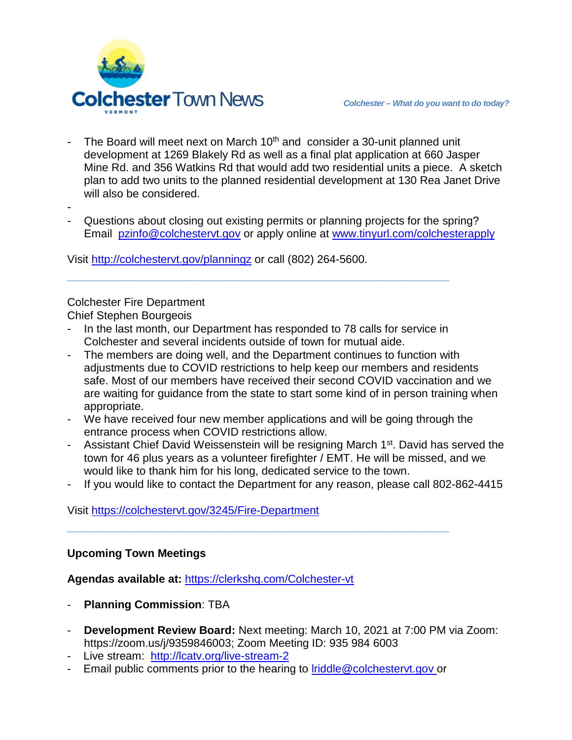- The Board will meet next on March 10th and consider a 30-unit planned unit development at 1269 Blakely Rd as well as a final plat application at 660 Jasper Mine Rd. and 356 Watkins Rd that would add two residential units a piece. A sketch plan to add two units to the planned residential development at 130 Rea Janet Drive will also be considered.
- 
- Questions about closing out existing permits or planning projects for the spring? Email pzinfo@colchestervt.gov or apply online at www.tinyurl.com/colchesterapply

Visit http://colchestervt.gov/planningz or call (802) 264-5600.

---

Colchester Fire Department
Chief Stephen Bourgeois

- In the last month, our Department has responded to 78 calls for service in Colchester and several incidents outside of town for mutual aide.
- The members are doing well, and the Department continues to function with adjustments due to COVID restrictions to help keep our members and residents safe. Most of our members have received their second COVID vaccination and we are waiting for guidance from the state to start some kind of in person training when appropriate.
- We have received four new member applications and will be going through the entrance process when COVID restrictions allow.
- Assistant Chief David Weissenstein will be resigning March 1st. David has served the town for 46 plus years as a volunteer firefighter / EMT. He will be missed, and we would like to thank him for his long, dedicated service to the town.
- If you would like to contact the Department for any reason, please call 802-862-4415

Visit https://colchestervt.gov/3245/Fire-Department

---

**Upcoming Town Meetings**

**Agendas available at:** https://clerkshq.com/Colchester-vt

- **Planning Commission**: TBA

- **Development Review Board:** Next meeting: March 10, 2021 at 7:00 PM via Zoom: https://zoom.us/j/9359846003; Zoom Meeting ID: 935 984 6003
- Live stream: http://lcatv.org/live-stream-2
- Email public comments prior to the hearing to lriddle@colchestervt.gov or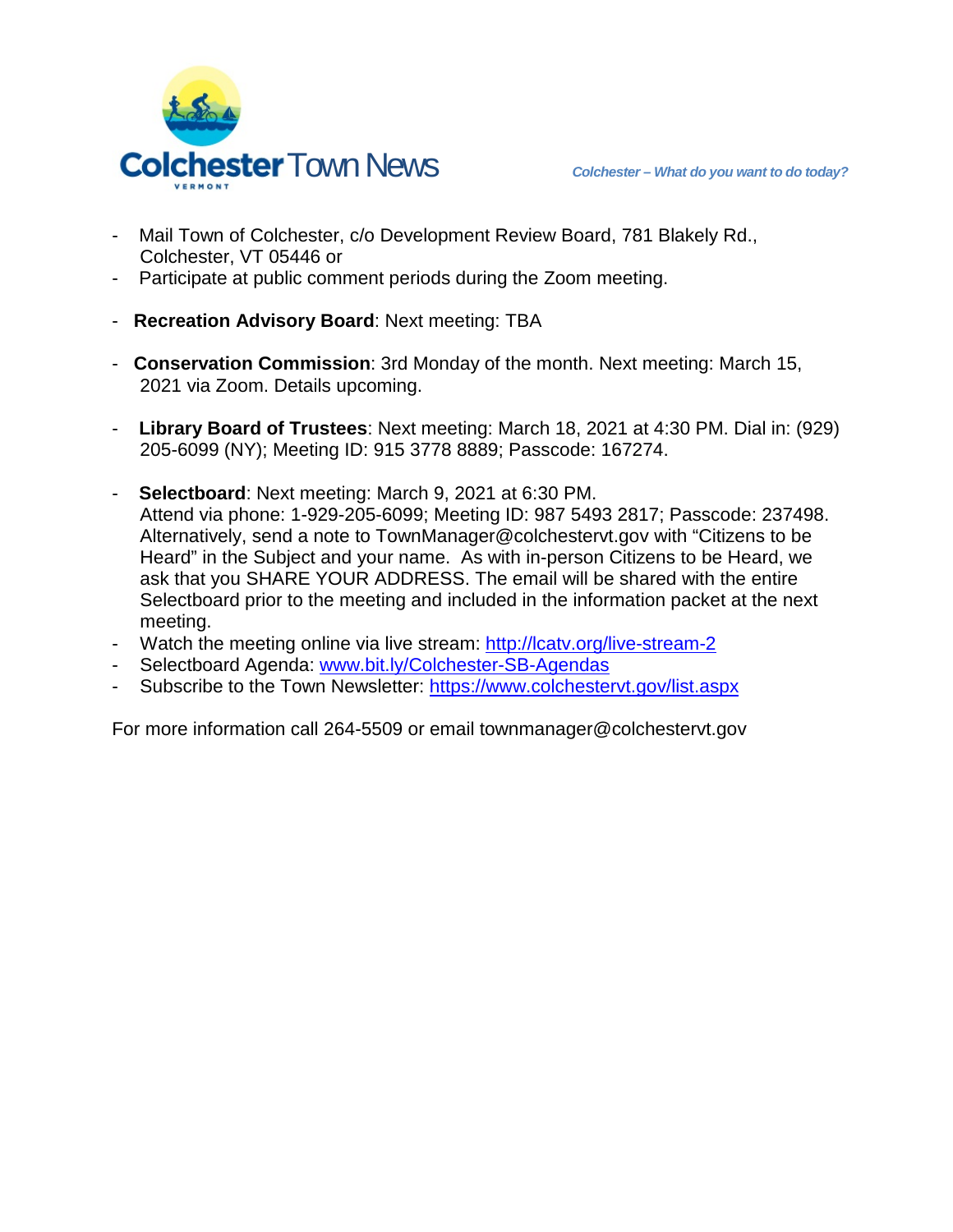- Mail Town of Colchester, c/o Development Review Board, 781 Blakely Rd., Colchester, VT 05446 or
- Participate at public comment periods during the Zoom meeting.

- **Recreation Advisory Board**: Next meeting: TBA

- **Conservation Commission**: 3rd Monday of the month. Next meeting: March 15, 2021 via Zoom. Details upcoming.

- **Library Board of Trustees**: Next meeting: March 18, 2021 at 4:30 PM. Dial in: (929) 205-6099 (NY); Meeting ID: 915 3778 8889; Passcode: 167274.

- **Selectboard**: Next meeting: March 9, 2021 at 6:30 PM.
  Attend via phone: 1-929-205-6099; Meeting ID: 987 5493 2817; Passcode: 237498. Alternatively, send a note to TownManager@colchestervt.gov with "Citizens to be Heard" in the Subject and your name. As with in-person Citizens to be Heard, we ask that you SHARE YOUR ADDRESS. The email will be shared with the entire Selectboard prior to the meeting and included in the information packet at the next meeting.
- Watch the meeting online via live stream: [http://lcatv.org/live-stream-2](http://lcatv.org/live-stream-2)
- Selectboard Agenda: [www.bit.ly/Colchester-SB-Agendas](http://www.bit.ly/Colchester-SB-Agendas)
- Subscribe to the Town Newsletter: [https://www.colchestervt.gov/list.aspx](https://www.colchestervt.gov/list.aspx)

For more information call 264-5509 or email townmanager@colchestervt.gov